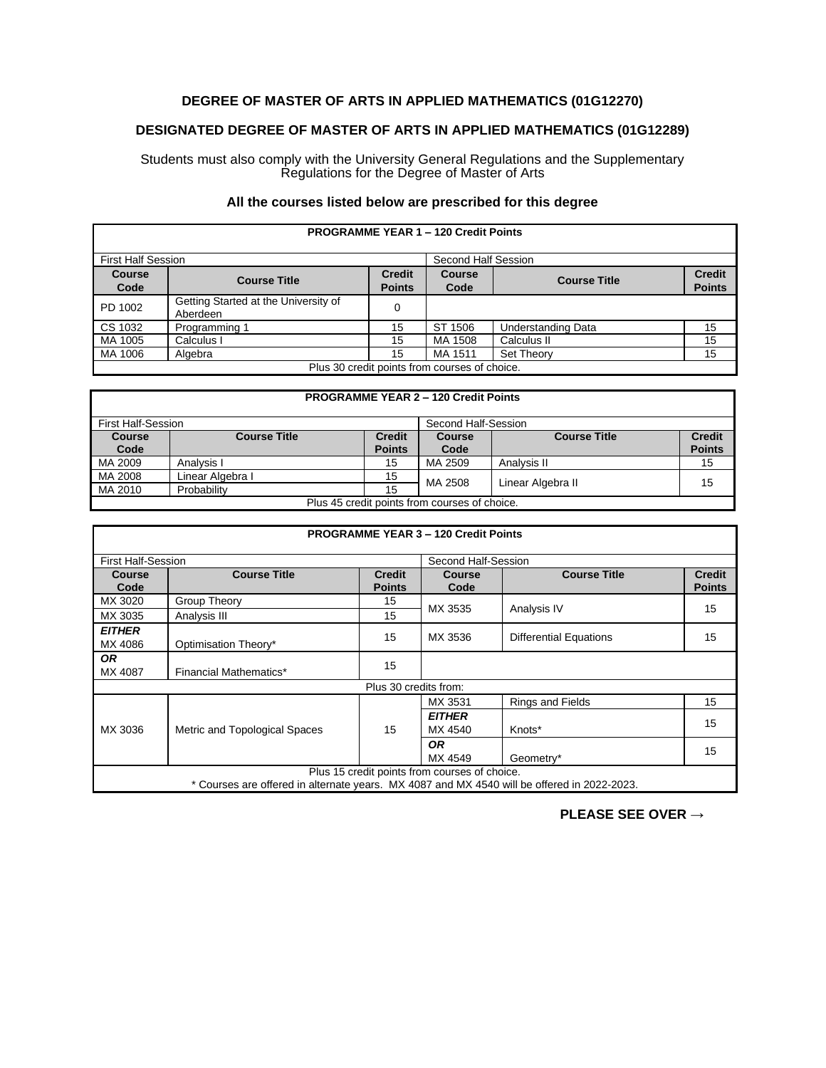## DEGREE OF MASTER OF ARTS IN APPLIED MATHEMATICS (01G12270)

## DESIGNATED DEGREE OF MASTER OF ARTS IN APPLIED MATHEMATICS (01G12289)

Students must also comply with the University General Regulations and the Supplementary Regulations for the Degree of Master of Arts

### All the courses listed below are prescribed for this degree

| **PROGRAMME YEAR 1 – 120 Credit Points** | | | | | |
|---|---|---|---|---|---|
| First Half Session | | | Second Half Session | | |
| **Course Code** | **Course Title** | **Credit Points** | **Course Code** | **Course Title** | **Credit Points** |
| PD 1002 | Getting Started at the University of Aberdeen | 0 | | | |
| CS 1032 | Programming 1 | 15 | ST 1506 | Understanding Data | 15 |
| MA 1005 | Calculus I | 15 | MA 1508 | Calculus II | 15 |
| MA 1006 | Algebra | 15 | MA 1511 | Set Theory | 15 |
| Plus 30 credit points from courses of choice. | | | | | |

| **PROGRAMME YEAR 2 – 120 Credit Points** | | | | | |
|---|---|---|---|---|---|
| First Half-Session | | | Second Half-Session | | |
| **Course Code** | **Course Title** | **Credit Points** | **Course Code** | **Course Title** | **Credit Points** |
| MA 2009 | Analysis I | 15 | MA 2509 | Analysis II | 15 |
| MA 2008 | Linear Algebra I | 15 | MA 2508 | Linear Algebra II | 15 |
| MA 2010 | Probability | 15 | | | |
| Plus 45 credit points from courses of choice. | | | | | |

| **PROGRAMME YEAR 3 – 120 Credit Points** | | | | | |
|---|---|---|---|---|---|
| First Half-Session | | | Second Half-Session | | |
| **Course Code** | **Course Title** | **Credit Points** | **Course Code** | **Course Title** | **Credit Points** |
| MX 3020 | Group Theory | 15 | MX 3535 | Analysis IV | 15 |
| MX 3035 | Analysis III | 15 | | | |
| ***EITHER*** MX 4086 | Optimisation Theory* | 15 | MX 3536 | Differential Equations | 15 |
| ***OR*** MX 4087 | Financial Mathematics* | 15 | | | |
| Plus 30 credits from: | | | | | |
| MX 3036 | Metric and Topological Spaces | 15 | MX 3531 | Rings and Fields | 15 |
| | | | ***EITHER*** MX 4540 | Knots* | 15 |
| | | | ***OR*** MX 4549 | Geometry* | 15 |
| Plus 15 credit points from courses of choice. | | | | | |
| * Courses are offered in alternate years. MX 4087 and MX 4540 will be offered in 2022-2023. | | | | | |

**PLEASE SEE OVER →**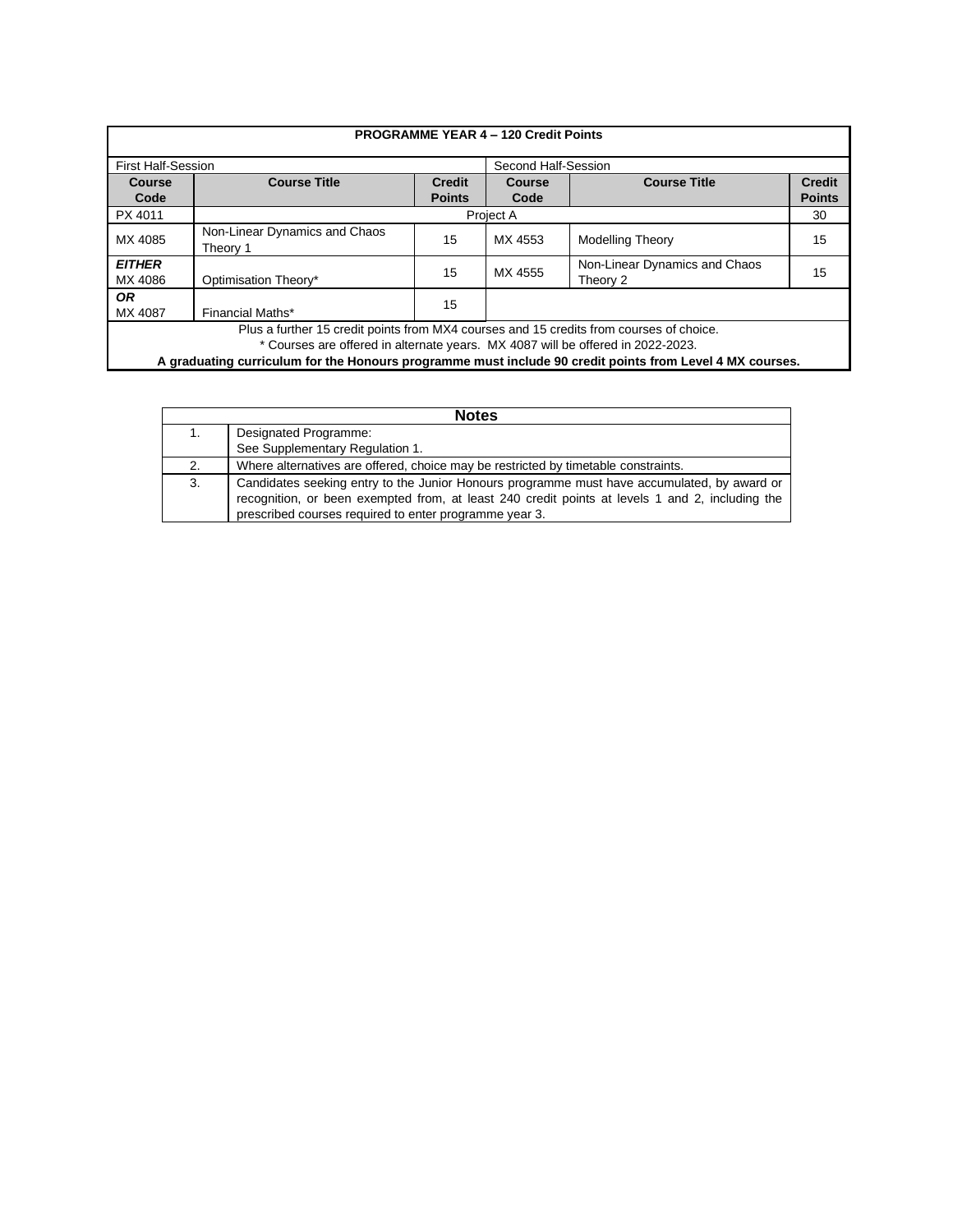| PROGRAMME YEAR 4 – 120 Credit Points | | | | | |
|---|---|---|---|---|---|
| First Half-Session | | | Second Half-Session | | |
| **Course Code** | **Course Title** | **Credit Points** | **Course Code** | **Course Title** | **Credit Points** |
| PX 4011 | Project A | | | | 30 |
| MX 4085 | Non-Linear Dynamics and Chaos Theory 1 | 15 | MX 4553 | Modelling Theory | 15 |
| ***EITHER*** MX 4086 | Optimisation Theory* | 15 | MX 4555 | Non-Linear Dynamics and Chaos Theory 2 | 15 |
| ***OR*** MX 4087 | Financial Maths* | 15 | | | |
| Plus a further 15 credit points from MX4 courses and 15 credits from courses of choice. * Courses are offered in alternate years. MX 4087 will be offered in 2022-2023. **A graduating curriculum for the Honours programme must include 90 credit points from Level 4 MX courses.** | | | | | |

| **Notes** | |
|---|---|
| 1. | Designated Programme: See Supplementary Regulation 1. |
| 2. | Where alternatives are offered, choice may be restricted by timetable constraints. |
| 3. | Candidates seeking entry to the Junior Honours programme must have accumulated, by award or recognition, or been exempted from, at least 240 credit points at levels 1 and 2, including the prescribed courses required to enter programme year 3. |